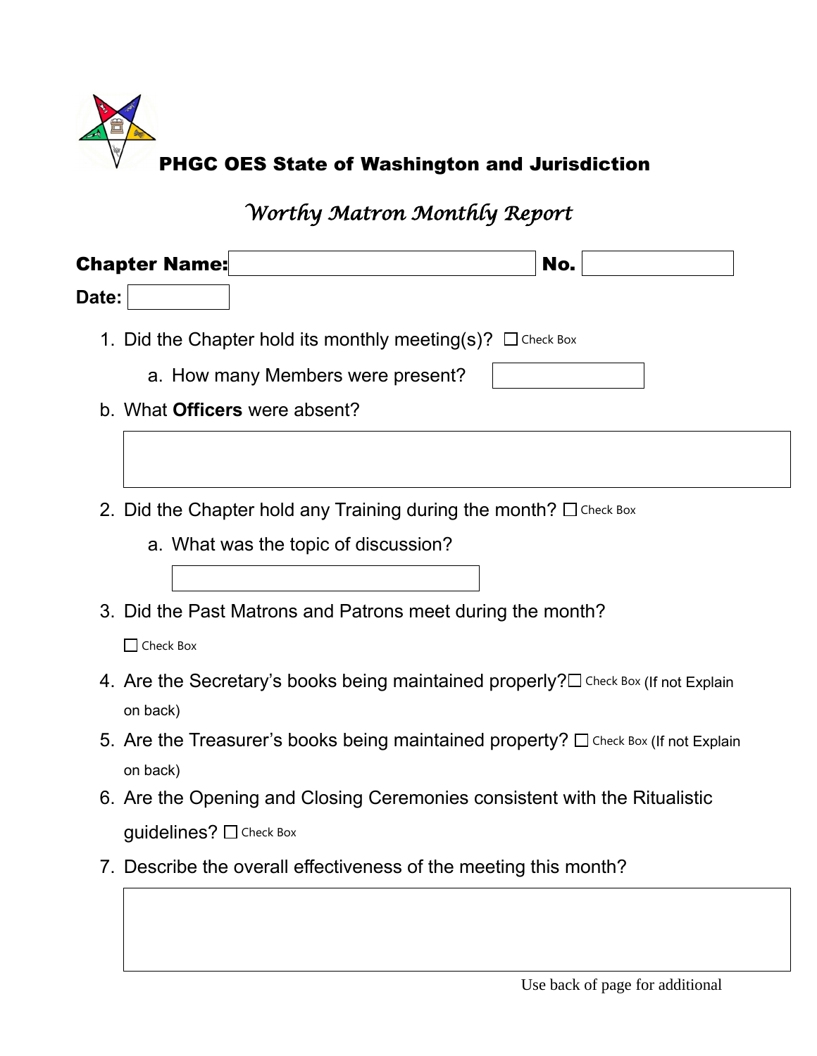# PHGC OES State of Washington and Jurisdiction

## *Worthy Matron Monthly Report*

**Chapter Name:** ____________________ **No.** __________

**Date:** __________

1. Did the Chapter hold its monthly meeting(s)? ☐ Check Box
   a. How many Members were present? __________

b. What **Officers** were absent?

____________________

2. Did the Chapter hold any Training during the month? ☐ Check Box
   a. What was the topic of discussion?

   ____________________

3. Did the Past Matrons and Patrons meet during the month?

   ☐ Check Box

4. Are the Secretary's books being maintained properly?☐ Check Box (If not Explain on back)

5. Are the Treasurer's books being maintained property? ☐ Check Box (If not Explain on back)

6. Are the Opening and Closing Ceremonies consistent with the Ritualistic guidelines? ☐ Check Box

7. Describe the overall effectiveness of the meeting this month?

____________________

Use back of page for additional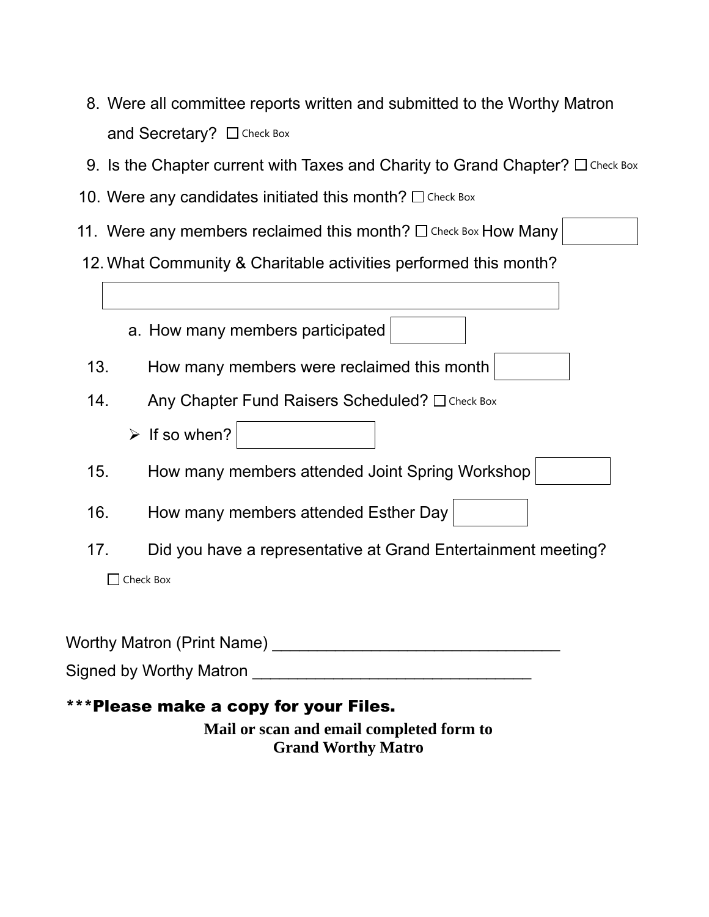8. Were all committee reports written and submitted to the Worthy Matron and Secretary? ☐ Check Box
9. Is the Chapter current with Taxes and Charity to Grand Chapter? ☐ Check Box
10. Were any candidates initiated this month? ☐ Check Box
11. Were any members reclaimed this month? ☐ Check Box How Many ______
12. What Community & Charitable activities performed this month?

    ______

    a. How many members participated ______

13. How many members were reclaimed this month ______
14. Any Chapter Fund Raisers Scheduled? ☐ Check Box
    - If so when? ______
15. How many members attended Joint Spring Workshop ______
16. How many members attended Esther Day ______
17. Did you have a representative at Grand Entertainment meeting?

    ☐ Check Box

Worthy Matron (Print Name) _______________________________

Signed by Worthy Matron ______________________________

**\*\*\*Please make a copy for your Files.**

**Mail or scan and email completed form to Grand Worthy Matro**